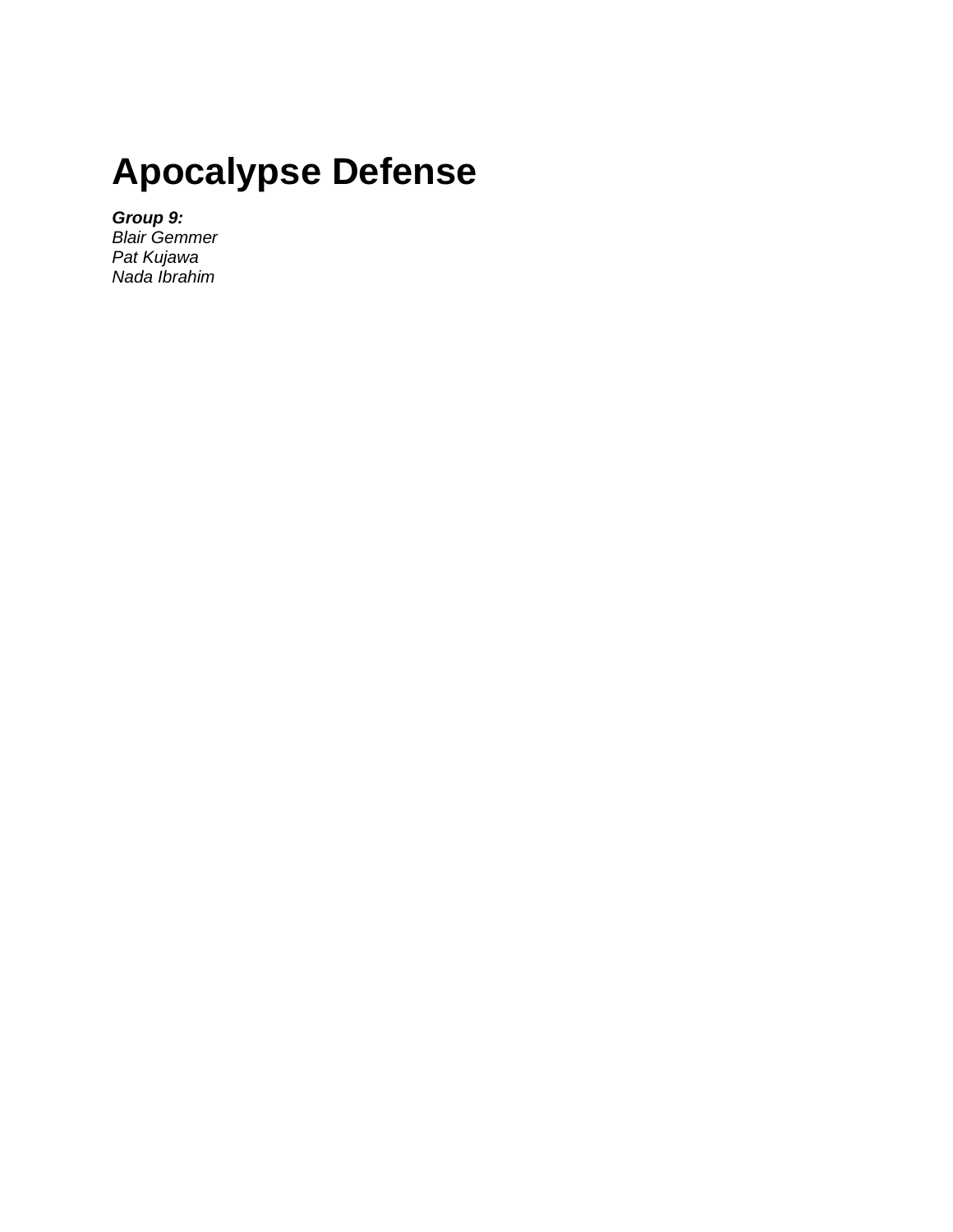# Apocalypse Defense

***Group 9:***
*Blair Gemmer*
*Pat Kujawa*
*Nada Ibrahim*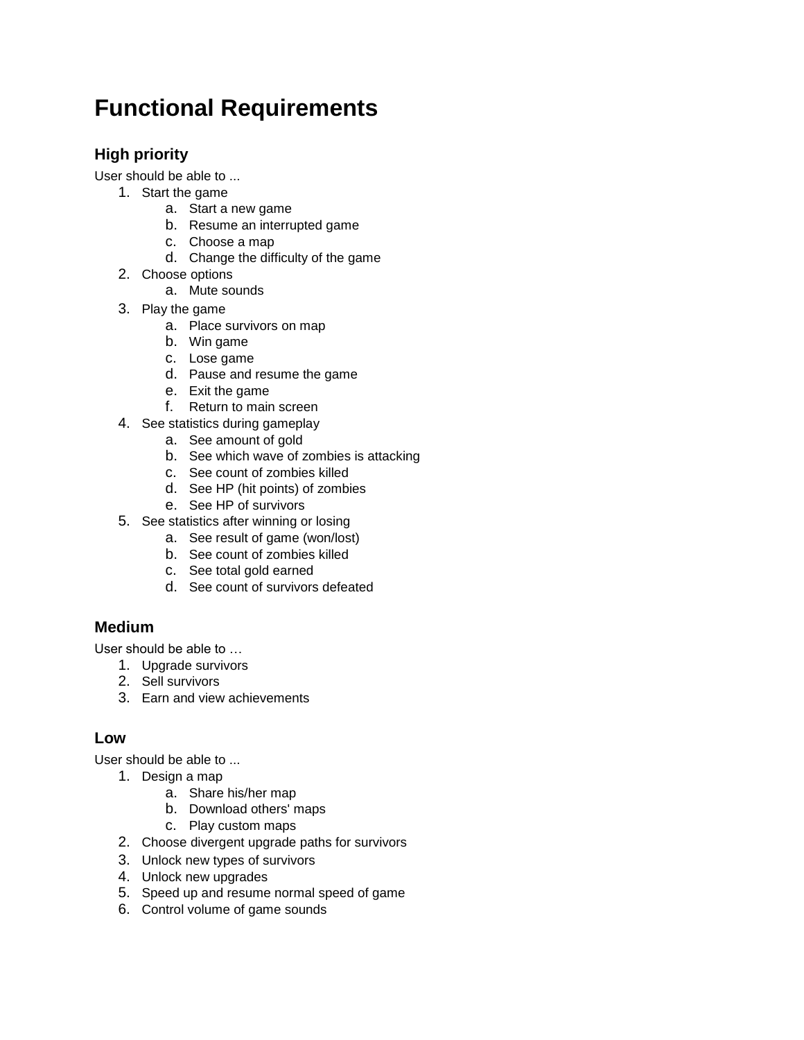# Functional Requirements

## High priority

User should be able to ...

1. Start the game
    a. Start a new game
    b. Resume an interrupted game
    c. Choose a map
    d. Change the difficulty of the game
2. Choose options
    a. Mute sounds
3. Play the game
    a. Place survivors on map
    b. Win game
    c. Lose game
    d. Pause and resume the game
    e. Exit the game
    f. Return to main screen
4. See statistics during gameplay
    a. See amount of gold
    b. See which wave of zombies is attacking
    c. See count of zombies killed
    d. See HP (hit points) of zombies
    e. See HP of survivors
5. See statistics after winning or losing
    a. See result of game (won/lost)
    b. See count of zombies killed
    c. See total gold earned
    d. See count of survivors defeated

## Medium

User should be able to …

1. Upgrade survivors
2. Sell survivors
3. Earn and view achievements

## Low

User should be able to ...

1. Design a map
    a. Share his/her map
    b. Download others' maps
    c. Play custom maps
2. Choose divergent upgrade paths for survivors
3. Unlock new types of survivors
4. Unlock new upgrades
5. Speed up and resume normal speed of game
6. Control volume of game sounds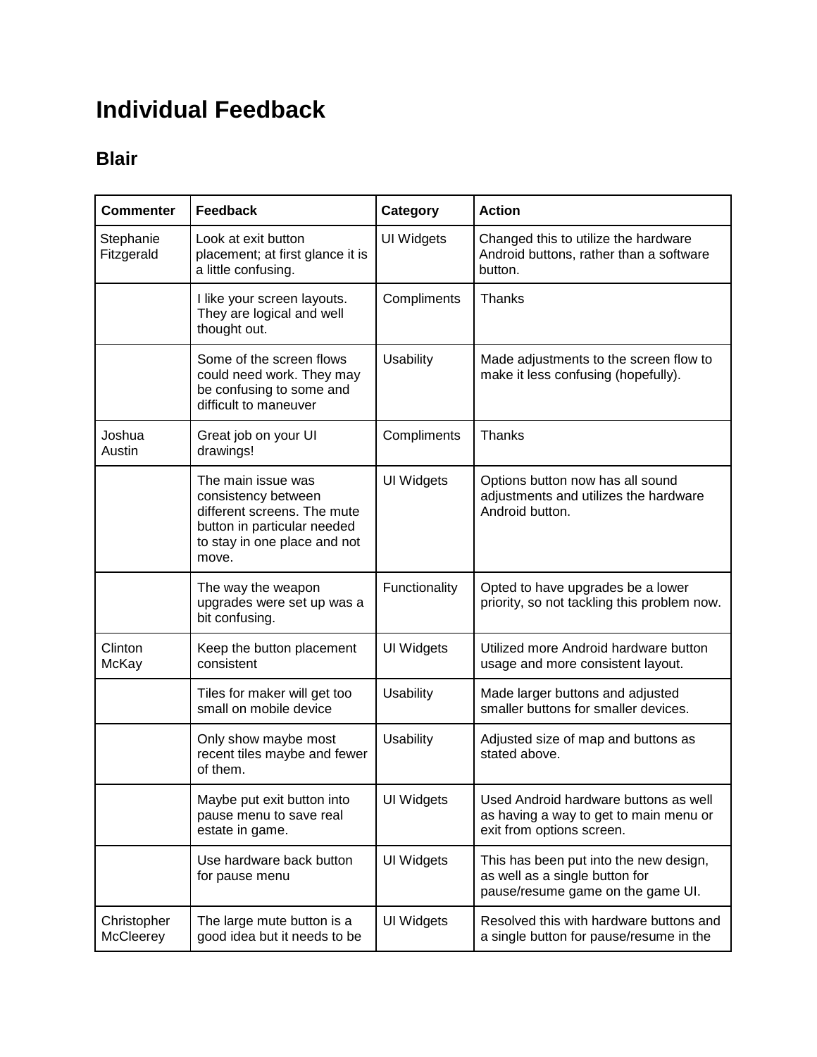# Individual Feedback

## Blair

| Commenter | Feedback | Category | Action |
|---|---|---|---|
| Stephanie Fitzgerald | Look at exit button placement; at first glance it is a little confusing. | UI Widgets | Changed this to utilize the hardware Android buttons, rather than a software button. |
| | I like your screen layouts. They are logical and well thought out. | Compliments | Thanks |
| | Some of the screen flows could need work. They may be confusing to some and difficult to maneuver | Usability | Made adjustments to the screen flow to make it less confusing (hopefully). |
| Joshua Austin | Great job on your UI drawings! | Compliments | Thanks |
| | The main issue was consistency between different screens. The mute button in particular needed to stay in one place and not move. | UI Widgets | Options button now has all sound adjustments and utilizes the hardware Android button. |
| | The way the weapon upgrades were set up was a bit confusing. | Functionality | Opted to have upgrades be a lower priority, so not tackling this problem now. |
| Clinton McKay | Keep the button placement consistent | UI Widgets | Utilized more Android hardware button usage and more consistent layout. |
| | Tiles for maker will get too small on mobile device | Usability | Made larger buttons and adjusted smaller buttons for smaller devices. |
| | Only show maybe most recent tiles maybe and fewer of them. | Usability | Adjusted size of map and buttons as stated above. |
| | Maybe put exit button into pause menu to save real estate in game. | UI Widgets | Used Android hardware buttons as well as having a way to get to main menu or exit from options screen. |
| | Use hardware back button for pause menu | UI Widgets | This has been put into the new design, as well as a single button for pause/resume game on the game UI. |
| Christopher McCleerey | The large mute button is a good idea but it needs to be | UI Widgets | Resolved this with hardware buttons and a single button for pause/resume in the |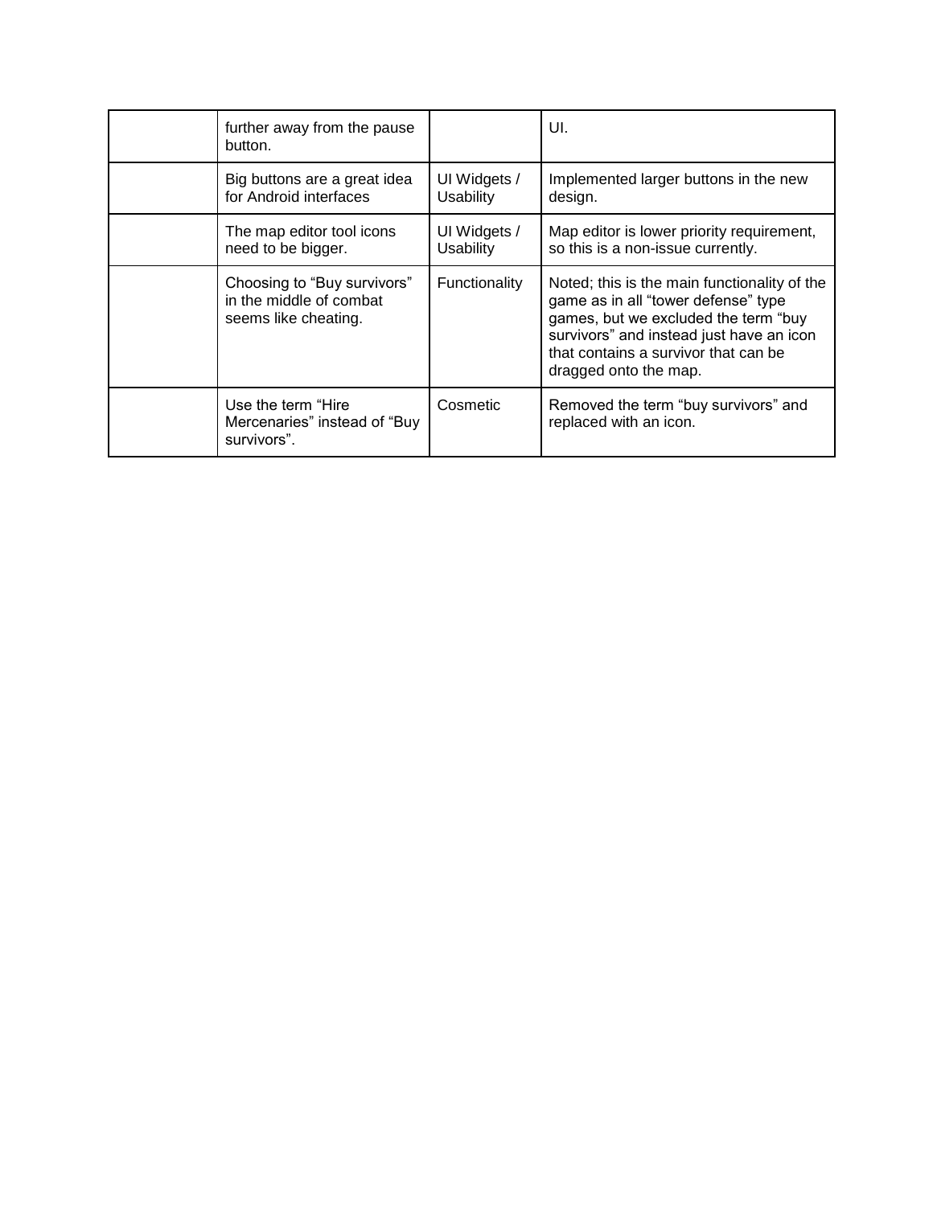| | | | |
|---|---|---|---|
| | further away from the pause button. | | UI. |
| | Big buttons are a great idea for Android interfaces | UI Widgets / Usability | Implemented larger buttons in the new design. |
| | The map editor tool icons need to be bigger. | UI Widgets / Usability | Map editor is lower priority requirement, so this is a non-issue currently. |
| | Choosing to "Buy survivors" in the middle of combat seems like cheating. | Functionality | Noted; this is the main functionality of the game as in all "tower defense" type games, but we excluded the term "buy survivors" and instead just have an icon that contains a survivor that can be dragged onto the map. |
| | Use the term "Hire Mercenaries" instead of "Buy survivors". | Cosmetic | Removed the term "buy survivors" and replaced with an icon. |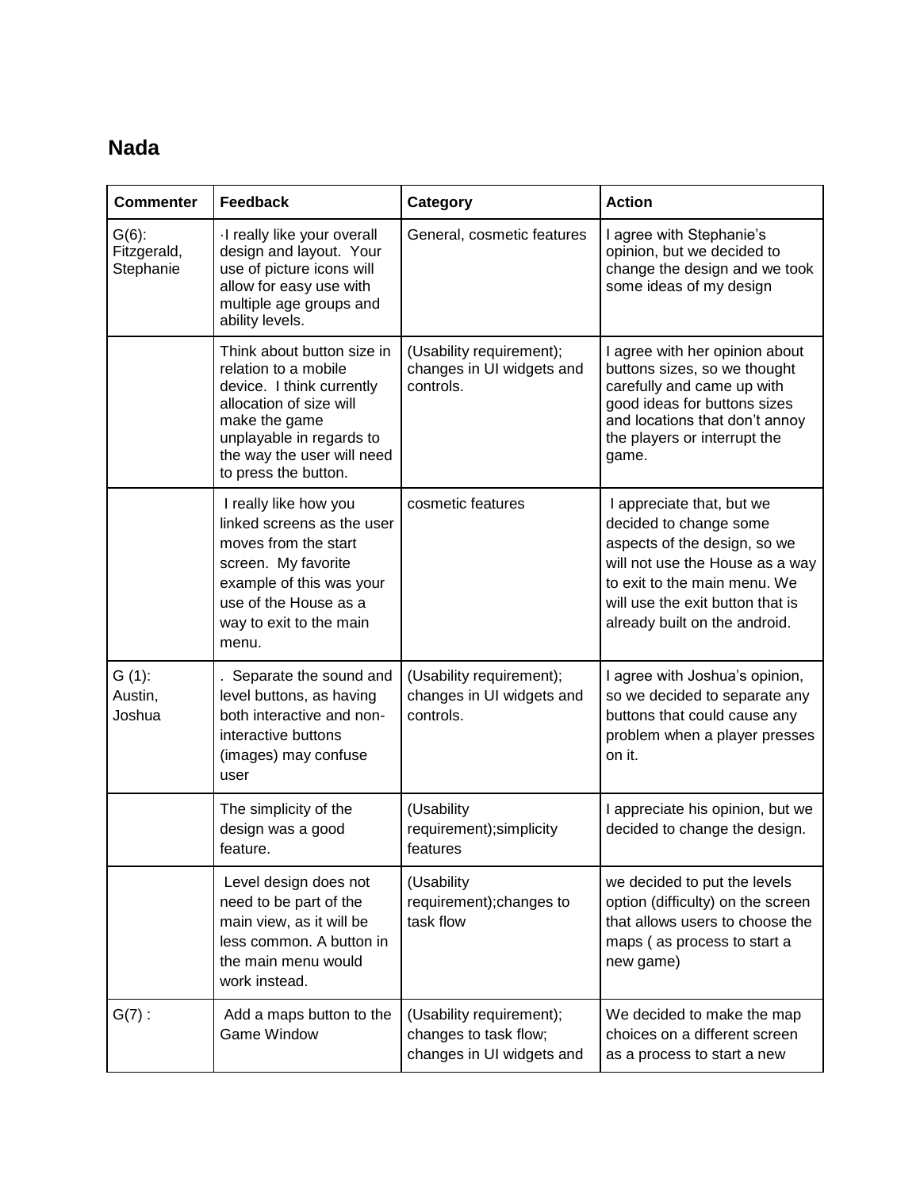## Nada

| Commenter | Feedback | Category | Action |
|---|---|---|---|
| G(6): Fitzgerald, Stephanie | ·I really like your overall design and layout. Your use of picture icons will allow for easy use with multiple age groups and ability levels. | General, cosmetic features | I agree with Stephanie's opinion, but we decided to change the design and we took some ideas of my design |
| | Think about button size in relation to a mobile device. I think currently allocation of size will make the game unplayable in regards to the way the user will need to press the button. | (Usability requirement); changes in UI widgets and controls. | I agree with her opinion about buttons sizes, so we thought carefully and came up with good ideas for buttons sizes and locations that don't annoy the players or interrupt the game. |
| | I really like how you linked screens as the user moves from the start screen. My favorite example of this was your use of the House as a way to exit to the main menu. | cosmetic features | I appreciate that, but we decided to change some aspects of the design, so we will not use the House as a way to exit to the main menu. We will use the exit button that is already built on the android. |
| G (1): Austin, Joshua | . Separate the sound and level buttons, as having both interactive and non-interactive buttons (images) may confuse user | (Usability requirement); changes in UI widgets and controls. | I agree with Joshua's opinion, so we decided to separate any buttons that could cause any problem when a player presses on it. |
| | The simplicity of the design was a good feature. | (Usability requirement);simplicity features | I appreciate his opinion, but we decided to change the design. |
| | Level design does not need to be part of the main view, as it will be less common. A button in the main menu would work instead. | (Usability requirement);changes to task flow | we decided to put the levels option (difficulty) on the screen that allows users to choose the maps ( as process to start a new game) |
| G(7) : | Add a maps button to the Game Window | (Usability requirement); changes to task flow; changes in UI widgets and | We decided to make the map choices on a different screen as a process to start a new |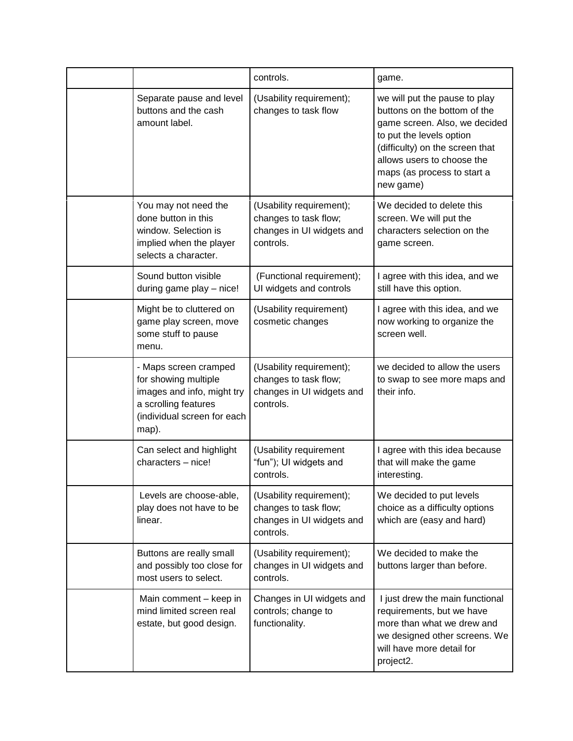| | | | |
|---|---|---|---|
| | | controls. | game. |
| | Separate pause and level buttons and the cash amount label. | (Usability requirement); changes to task flow | we will put the pause to play buttons on the bottom of the game screen. Also, we decided to put the levels option (difficulty) on the screen that allows users to choose the maps (as process to start a new game) |
| | You may not need the done button in this window. Selection is implied when the player selects a character. | (Usability requirement); changes to task flow; changes in UI widgets and controls. | We decided to delete this screen. We will put the characters selection on the game screen. |
| | Sound button visible during game play – nice! | (Functional requirement); UI widgets and controls | I agree with this idea, and we still have this option. |
| | Might be to cluttered on game play screen, move some stuff to pause menu. | (Usability requirement) cosmetic changes | I agree with this idea, and we now working to organize the screen well. |
| | - Maps screen cramped for showing multiple images and info, might try a scrolling features (individual screen for each map). | (Usability requirement); changes to task flow; changes in UI widgets and controls. | we decided to allow the users to swap to see more maps and their info. |
| | Can select and highlight characters – nice! | (Usability requirement "fun"); UI widgets and controls. | I agree with this idea because that will make the game interesting. |
| | Levels are choose-able, play does not have to be linear. | (Usability requirement); changes to task flow; changes in UI widgets and controls. | We decided to put levels choice as a difficulty options which are (easy and hard) |
| | Buttons are really small and possibly too close for most users to select. | (Usability requirement); changes in UI widgets and controls. | We decided to make the buttons larger than before. |
| | Main comment – keep in mind limited screen real estate, but good design. | Changes in UI widgets and controls; change to functionality. | I just drew the main functional requirements, but we have more than what we drew and we designed other screens. We will have more detail for project2. |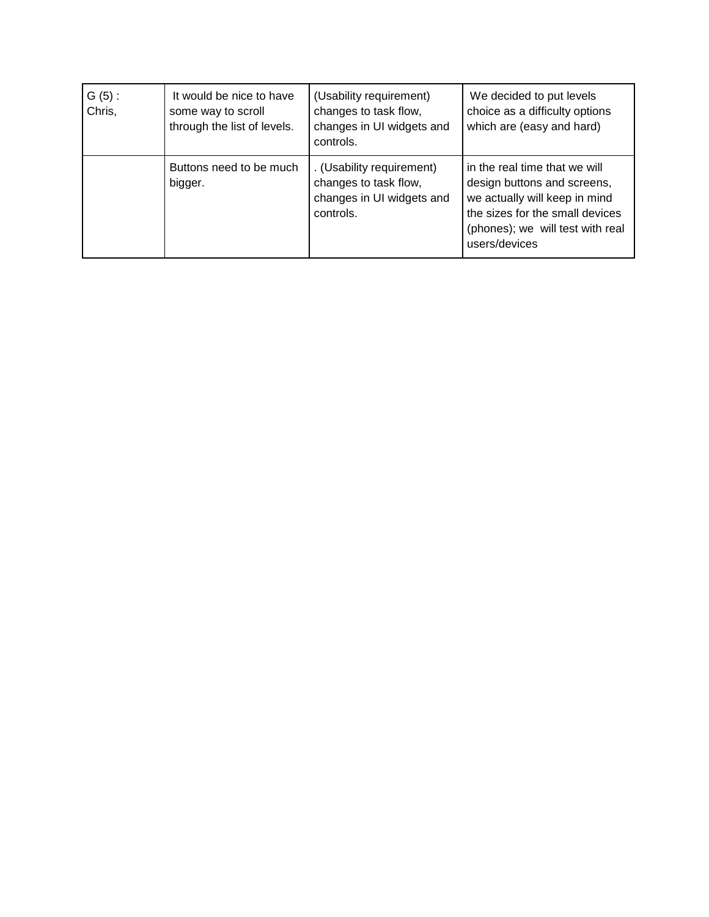| G (5) : Chris, | It would be nice to have some way to scroll through the list of levels. | (Usability requirement) changes to task flow, changes in UI widgets and controls. | We decided to put levels choice as a difficulty options which are (easy and hard) |
|---|---|---|---|
| | Buttons need to be much bigger. | . (Usability requirement) changes to task flow, changes in UI widgets and controls. | in the real time that we will design buttons and screens, we actually will keep in mind the sizes for the small devices (phones); we will test with real users/devices |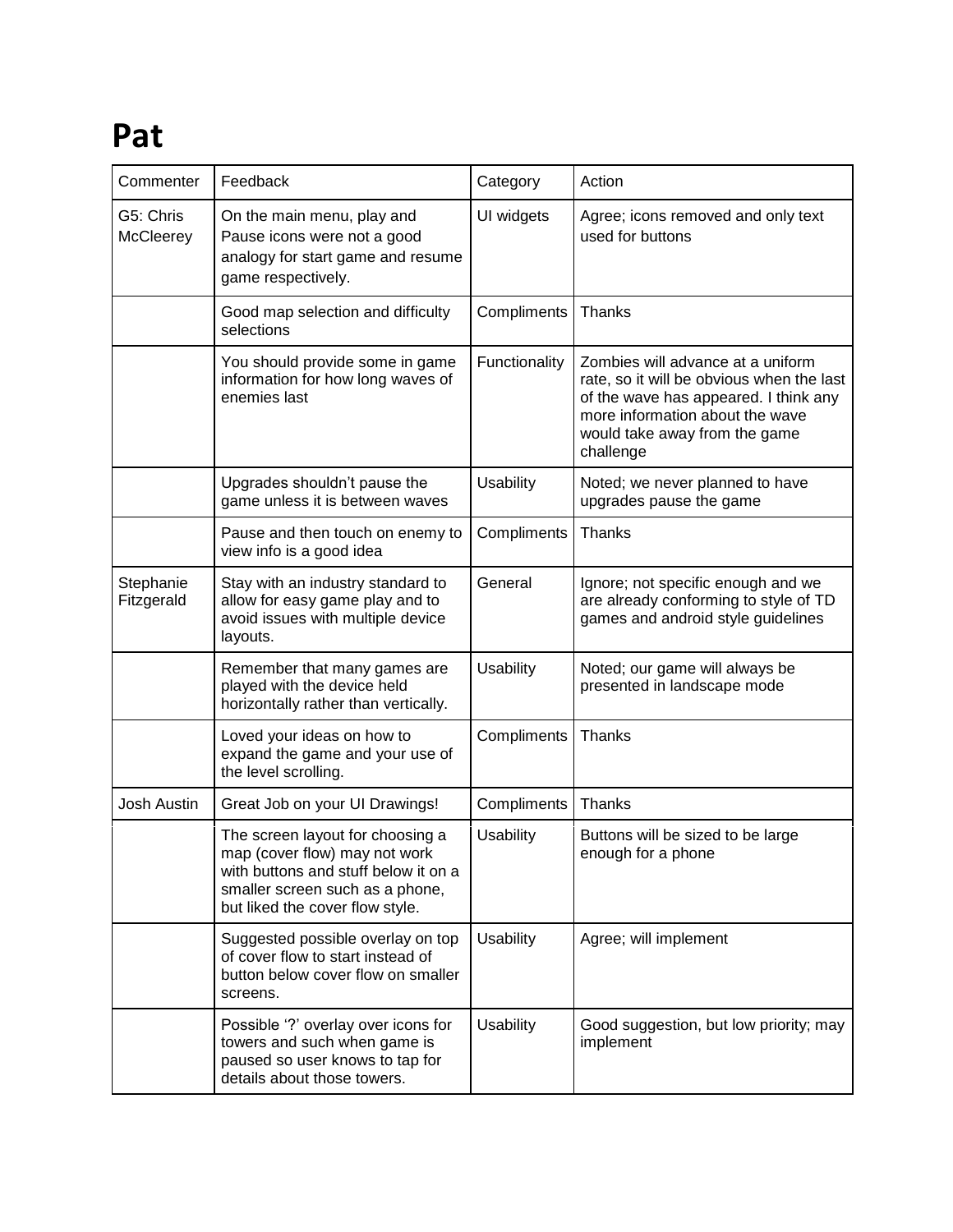# Pat

| Commenter | Feedback | Category | Action |
|---|---|---|---|
| G5: Chris McCleerey | On the main menu, play and Pause icons were not a good analogy for start game and resume game respectively. | UI widgets | Agree; icons removed and only text used for buttons |
| | Good map selection and difficulty selections | Compliments | Thanks |
| | You should provide some in game information for how long waves of enemies last | Functionality | Zombies will advance at a uniform rate, so it will be obvious when the last of the wave has appeared. I think any more information about the wave would take away from the game challenge |
| | Upgrades shouldn't pause the game unless it is between waves | Usability | Noted; we never planned to have upgrades pause the game |
| | Pause and then touch on enemy to view info is a good idea | Compliments | Thanks |
| Stephanie Fitzgerald | Stay with an industry standard to allow for easy game play and to avoid issues with multiple device layouts. | General | Ignore; not specific enough and we are already conforming to style of TD games and android style guidelines |
| | Remember that many games are played with the device held horizontally rather than vertically. | Usability | Noted; our game will always be presented in landscape mode |
| | Loved your ideas on how to expand the game and your use of the level scrolling. | Compliments | Thanks |
| Josh Austin | Great Job on your UI Drawings! | Compliments | Thanks |
| | The screen layout for choosing a map (cover flow) may not work with buttons and stuff below it on a smaller screen such as a phone, but liked the cover flow style. | Usability | Buttons will be sized to be large enough for a phone |
| | Suggested possible overlay on top of cover flow to start instead of button below cover flow on smaller screens. | Usability | Agree; will implement |
| | Possible '?' overlay over icons for towers and such when game is paused so user knows to tap for details about those towers. | Usability | Good suggestion, but low priority; may implement |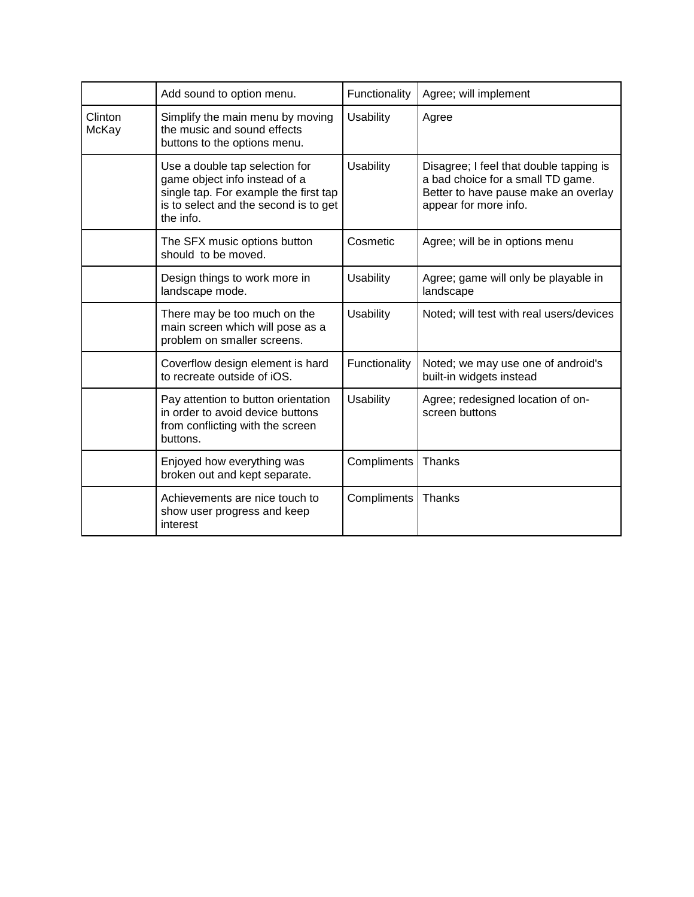|  |  |  |  |
|---|---|---|---|
|  | Add sound to option menu. | Functionality | Agree; will implement |
| Clinton McKay | Simplify the main menu by moving the music and sound effects buttons to the options menu. | Usability | Agree |
|  | Use a double tap selection for game object info instead of a single tap. For example the first tap is to select and the second is to get the info. | Usability | Disagree; I feel that double tapping is a bad choice for a small TD game. Better to have pause make an overlay appear for more info. |
|  | The SFX music options button should  to be moved. | Cosmetic | Agree; will be in options menu |
|  | Design things to work more in landscape mode. | Usability | Agree; game will only be playable in landscape |
|  | There may be too much on the main screen which will pose as a problem on smaller screens. | Usability | Noted; will test with real users/devices |
|  | Coverflow design element is hard to recreate outside of iOS. | Functionality | Noted; we may use one of android's built-in widgets instead |
|  | Pay attention to button orientation in order to avoid device buttons from conflicting with the screen buttons. | Usability | Agree; redesigned location of on-screen buttons |
|  | Enjoyed how everything was broken out and kept separate. | Compliments | Thanks |
|  | Achievements are nice touch to show user progress and keep interest | Compliments | Thanks |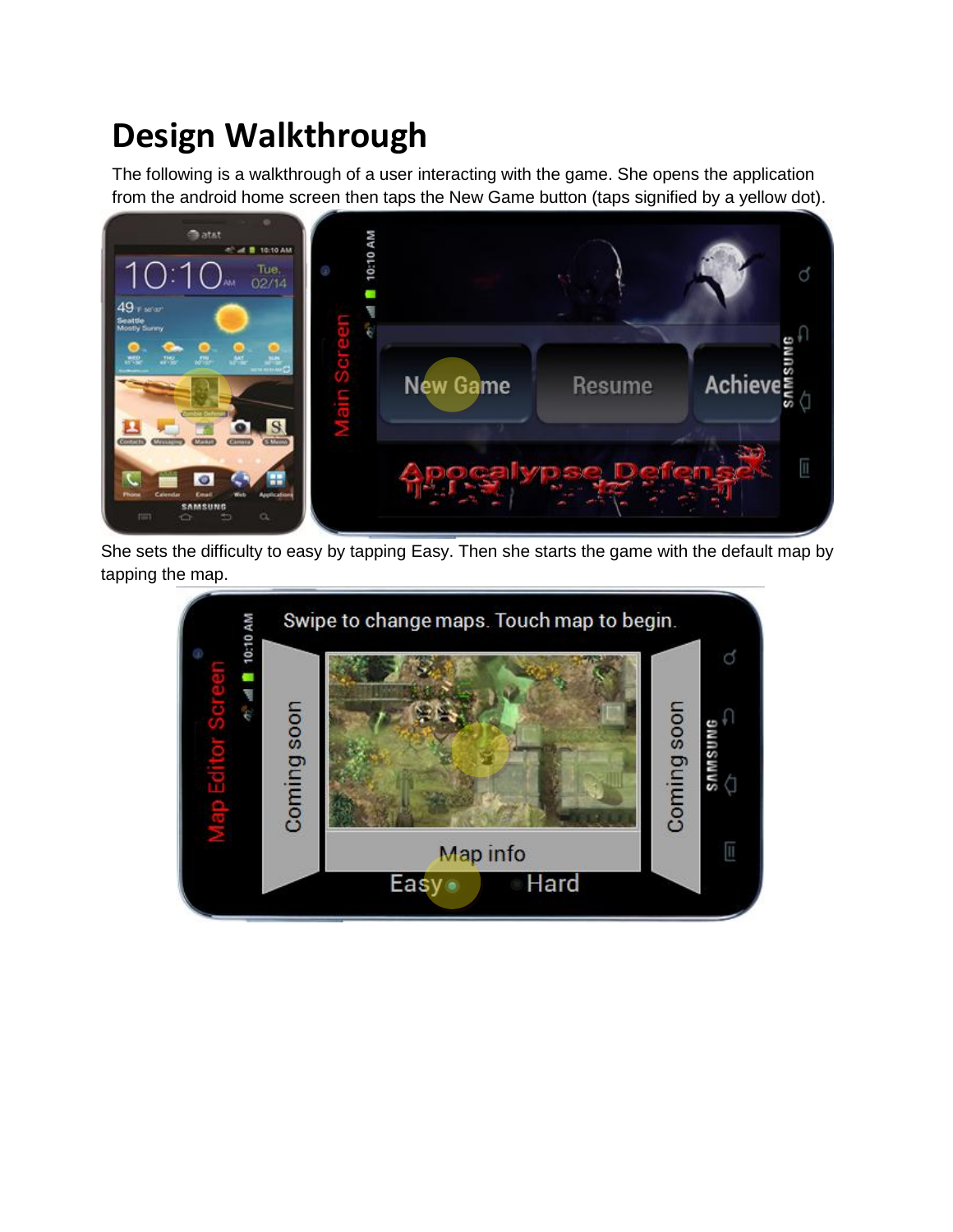# Design Walkthrough

The following is a walkthrough of a user interacting with the game. She opens the application from the android home screen then taps the New Game button (taps signified by a yellow dot).

She sets the difficulty to easy by tapping Easy. Then she starts the game with the default map by tapping the map.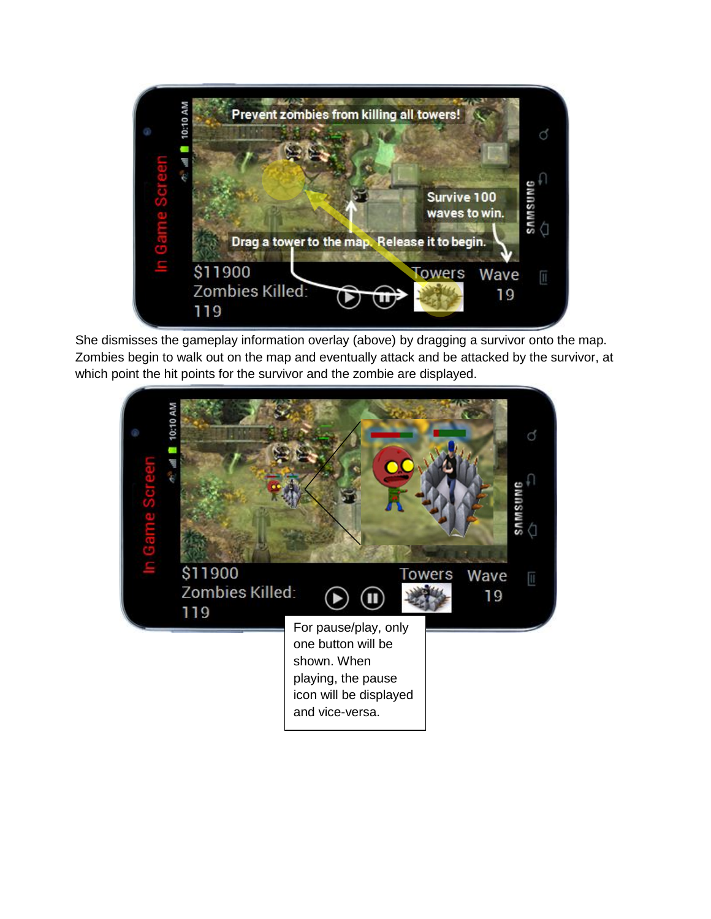She dismisses the gameplay information overlay (above) by dragging a survivor onto the map. Zombies begin to walk out on the map and eventually attack and be attacked by the survivor, at which point the hit points for the survivor and the zombie are displayed.

For pause/play, only one button will be shown. When playing, the pause icon will be displayed and vice-versa.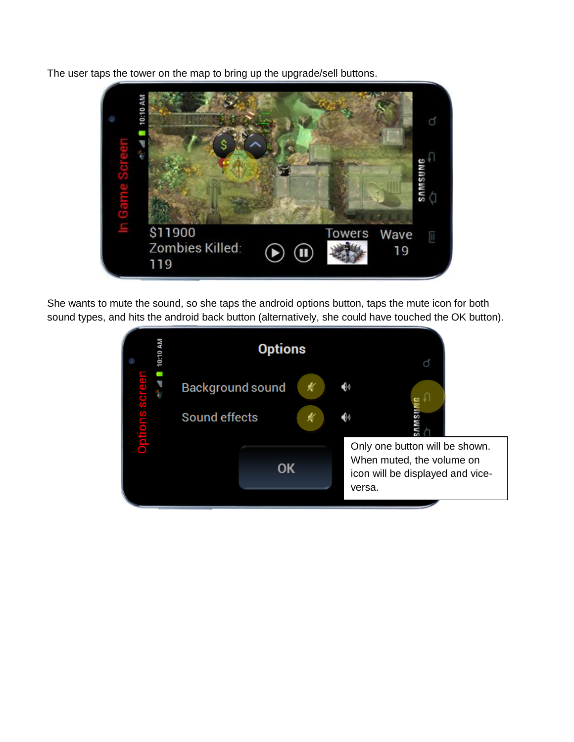The user taps the tower on the map to bring up the upgrade/sell buttons.

In Game Screen

$11900
Zombies Killed:
119

Towers

Wave
19

She wants to mute the sound, so she taps the android options button, taps the mute icon for both sound types, and hits the android back button (alternatively, she could have touched the OK button).

Options screen

Options

Background sound

Sound effects

OK

Only one button will be shown. When muted, the volume on icon will be displayed and vice-versa.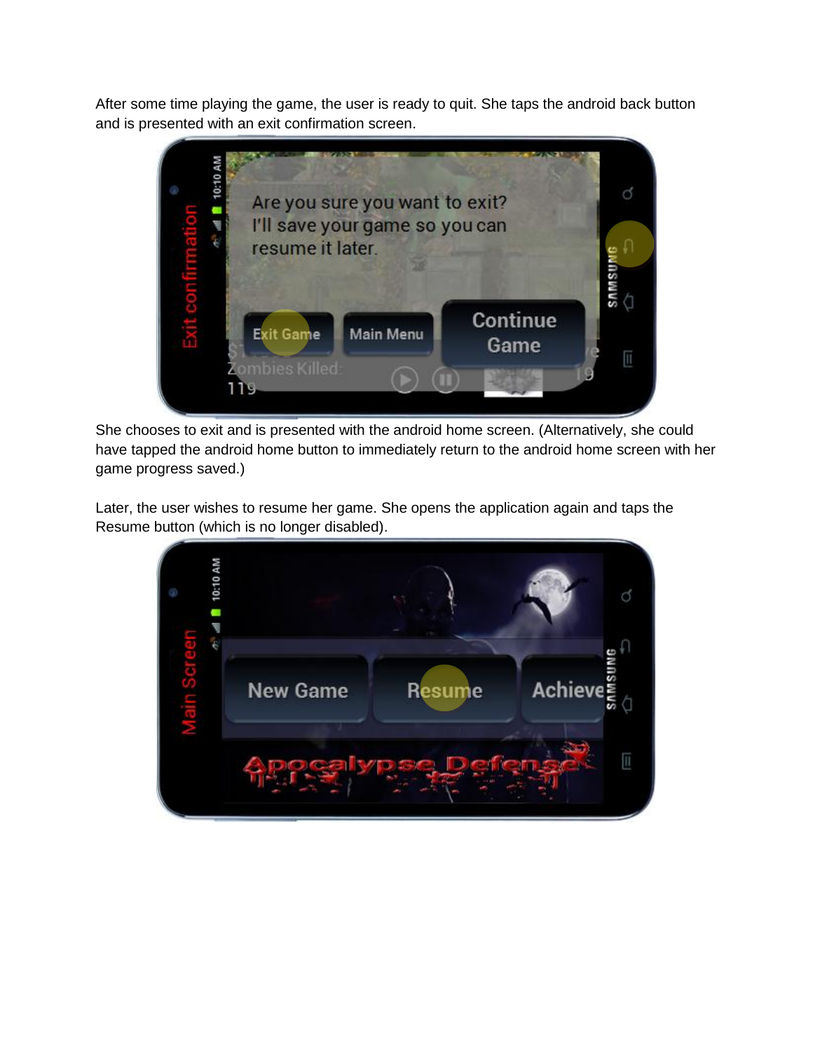After some time playing the game, the user is ready to quit. She taps the android back button and is presented with an exit confirmation screen.

She chooses to exit and is presented with the android home screen. (Alternatively, she could have tapped the android home button to immediately return to the android home screen with her game progress saved.)

Later, the user wishes to resume her game. She opens the application again and taps the Resume button (which is no longer disabled).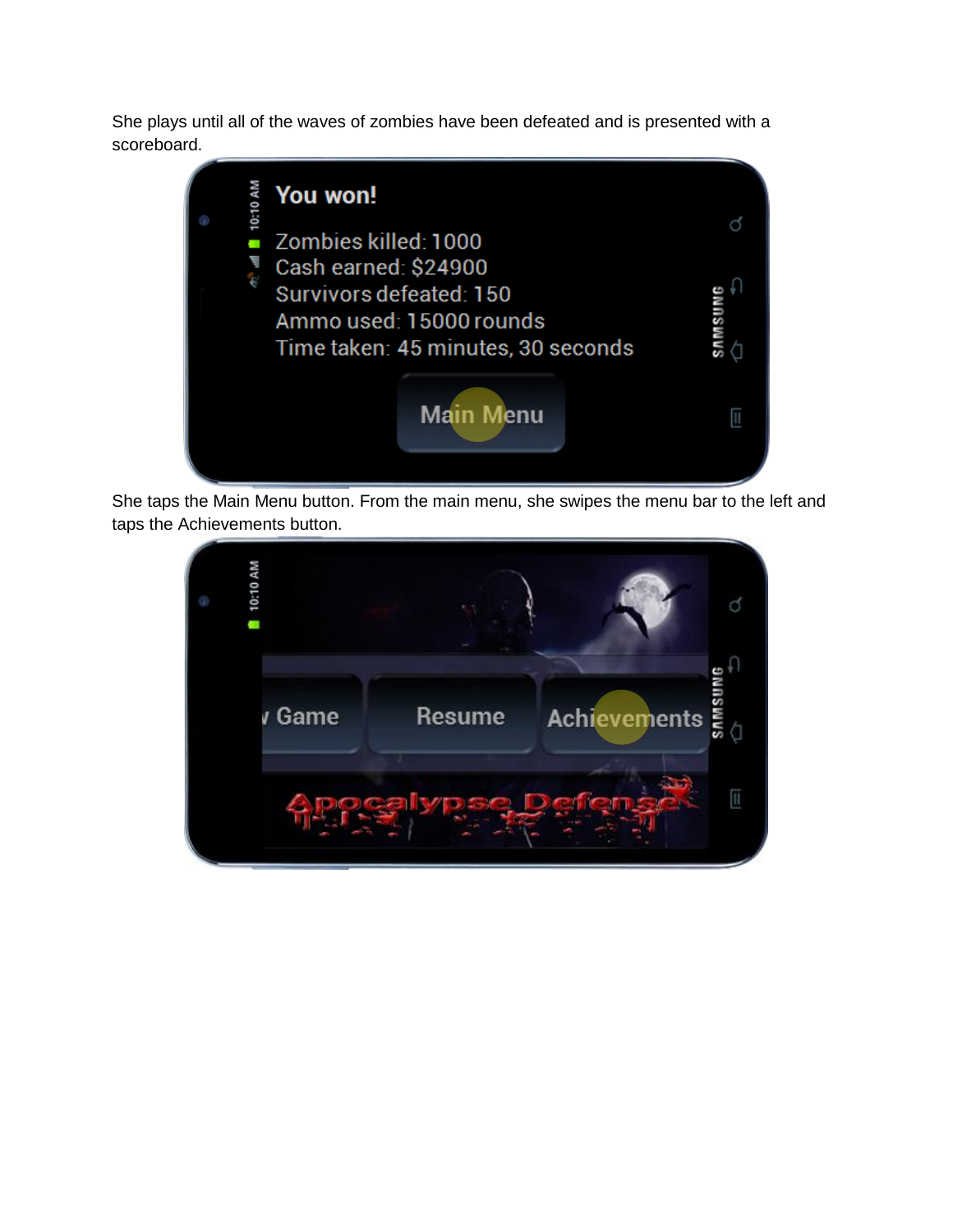She plays until all of the waves of zombies have been defeated and is presented with a scoreboard.

She taps the Main Menu button. From the main menu, she swipes the menu bar to the left and taps the Achievements button.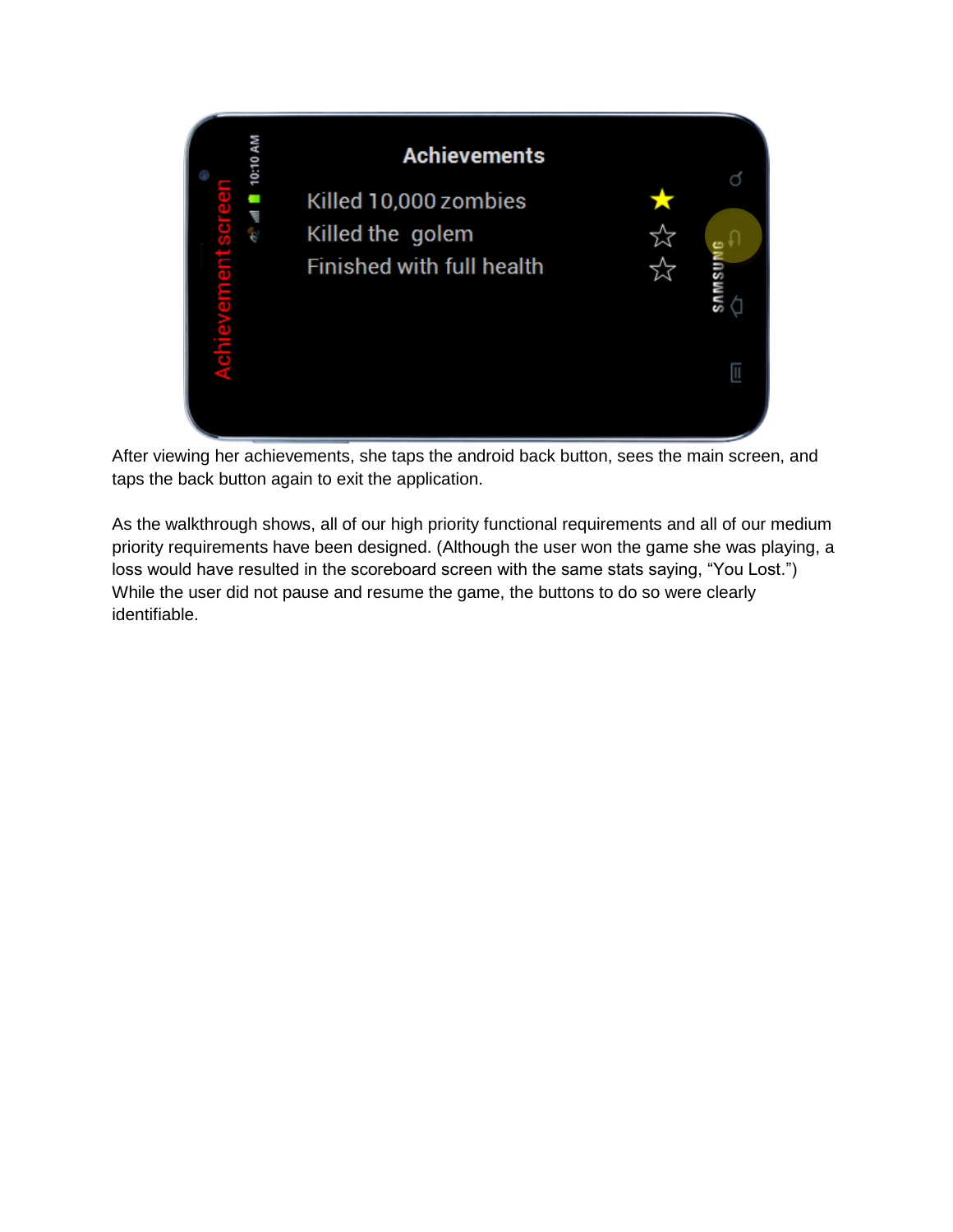Achievement screen

Achievements

Killed 10,000 zombies

Killed the golem

Finished with full health

After viewing her achievements, she taps the android back button, sees the main screen, and taps the back button again to exit the application.

As the walkthrough shows, all of our high priority functional requirements and all of our medium priority requirements have been designed. (Although the user won the game she was playing, a loss would have resulted in the scoreboard screen with the same stats saying, “You Lost.”) While the user did not pause and resume the game, the buttons to do so were clearly identifiable.